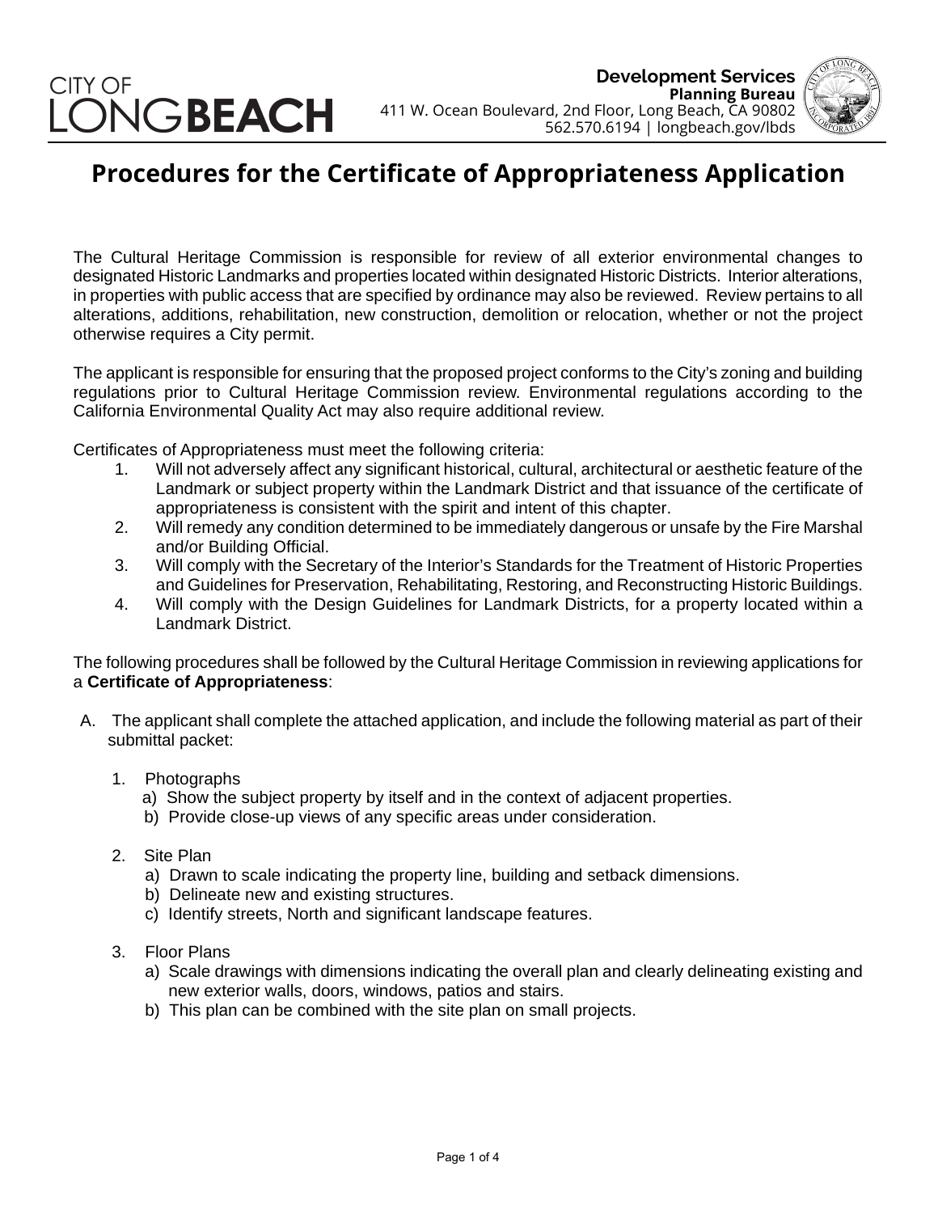CITY OF LONG BEACH

**Development Services**
**Planning Bureau**
411 W. Ocean Boulevard, 2nd Floor, Long Beach, CA 90802
562.570.6194 | longbeach.gov/lbds

# Procedures for the Certificate of Appropriateness Application

The Cultural Heritage Commission is responsible for review of all exterior environmental changes to designated Historic Landmarks and properties located within designated Historic Districts. Interior alterations, in properties with public access that are specified by ordinance may also be reviewed. Review pertains to all alterations, additions, rehabilitation, new construction, demolition or relocation, whether or not the project otherwise requires a City permit.

The applicant is responsible for ensuring that the proposed project conforms to the City's zoning and building regulations prior to Cultural Heritage Commission review. Environmental regulations according to the California Environmental Quality Act may also require additional review.

Certificates of Appropriateness must meet the following criteria:

1. Will not adversely affect any significant historical, cultural, architectural or aesthetic feature of the Landmark or subject property within the Landmark District and that issuance of the certificate of appropriateness is consistent with the spirit and intent of this chapter.
2. Will remedy any condition determined to be immediately dangerous or unsafe by the Fire Marshal and/or Building Official.
3. Will comply with the Secretary of the Interior's Standards for the Treatment of Historic Properties and Guidelines for Preservation, Rehabilitating, Restoring, and Reconstructing Historic Buildings.
4. Will comply with the Design Guidelines for Landmark Districts, for a property located within a Landmark District.

The following procedures shall be followed by the Cultural Heritage Commission in reviewing applications for a **Certificate of Appropriateness**:

A. The applicant shall complete the attached application, and include the following material as part of their submittal packet:

   1. Photographs
      a) Show the subject property by itself and in the context of adjacent properties.
      b) Provide close-up views of any specific areas under consideration.

   2. Site Plan
      a) Drawn to scale indicating the property line, building and setback dimensions.
      b) Delineate new and existing structures.
      c) Identify streets, North and significant landscape features.

   3. Floor Plans
      a) Scale drawings with dimensions indicating the overall plan and clearly delineating existing and new exterior walls, doors, windows, patios and stairs.
      b) This plan can be combined with the site plan on small projects.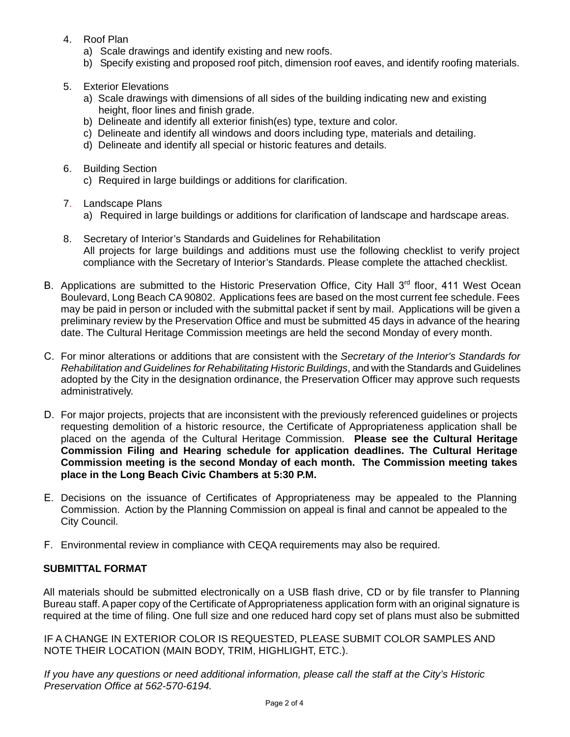4. Roof Plan
   a) Scale drawings and identify existing and new roofs.
   b) Specify existing and proposed roof pitch, dimension roof eaves, and identify roofing materials.

5. Exterior Elevations
   a) Scale drawings with dimensions of all sides of the building indicating new and existing height, floor lines and finish grade.
   b) Delineate and identify all exterior finish(es) type, texture and color.
   c) Delineate and identify all windows and doors including type, materials and detailing.
   d) Delineate and identify all special or historic features and details.

6. Building Section
   c) Required in large buildings or additions for clarification.

7. Landscape Plans
   a) Required in large buildings or additions for clarification of landscape and hardscape areas.

8. Secretary of Interior's Standards and Guidelines for Rehabilitation
   All projects for large buildings and additions must use the following checklist to verify project compliance with the Secretary of Interior's Standards. Please complete the attached checklist.

B. Applications are submitted to the Historic Preservation Office, City Hall 3rd floor, 411 West Ocean Boulevard, Long Beach CA 90802. Applications fees are based on the most current fee schedule. Fees may be paid in person or included with the submittal packet if sent by mail. Applications will be given a preliminary review by the Preservation Office and must be submitted 45 days in advance of the hearing date. The Cultural Heritage Commission meetings are held the second Monday of every month.

C. For minor alterations or additions that are consistent with the *Secretary of the Interior's Standards for Rehabilitation and Guidelines for Rehabilitating Historic Buildings*, and with the Standards and Guidelines adopted by the City in the designation ordinance, the Preservation Officer may approve such requests administratively.

D. For major projects, projects that are inconsistent with the previously referenced guidelines or projects requesting demolition of a historic resource, the Certificate of Appropriateness application shall be placed on the agenda of the Cultural Heritage Commission. **Please see the Cultural Heritage Commission Filing and Hearing schedule for application deadlines. The Cultural Heritage Commission meeting is the second Monday of each month. The Commission meeting takes place in the Long Beach Civic Chambers at 5:30 P.M.**

E. Decisions on the issuance of Certificates of Appropriateness may be appealed to the Planning Commission. Action by the Planning Commission on appeal is final and cannot be appealed to the City Council.

F. Environmental review in compliance with CEQA requirements may also be required.

**SUBMITTAL FORMAT**

All materials should be submitted electronically on a USB flash drive, CD or by file transfer to Planning Bureau staff. A paper copy of the Certificate of Appropriateness application form with an original signature is required at the time of filing. One full size and one reduced hard copy set of plans must also be submitted

IF A CHANGE IN EXTERIOR COLOR IS REQUESTED, PLEASE SUBMIT COLOR SAMPLES AND NOTE THEIR LOCATION (MAIN BODY, TRIM, HIGHLIGHT, ETC.).

*If you have any questions or need additional information, please call the staff at the City's Historic Preservation Office at 562-570-6194.*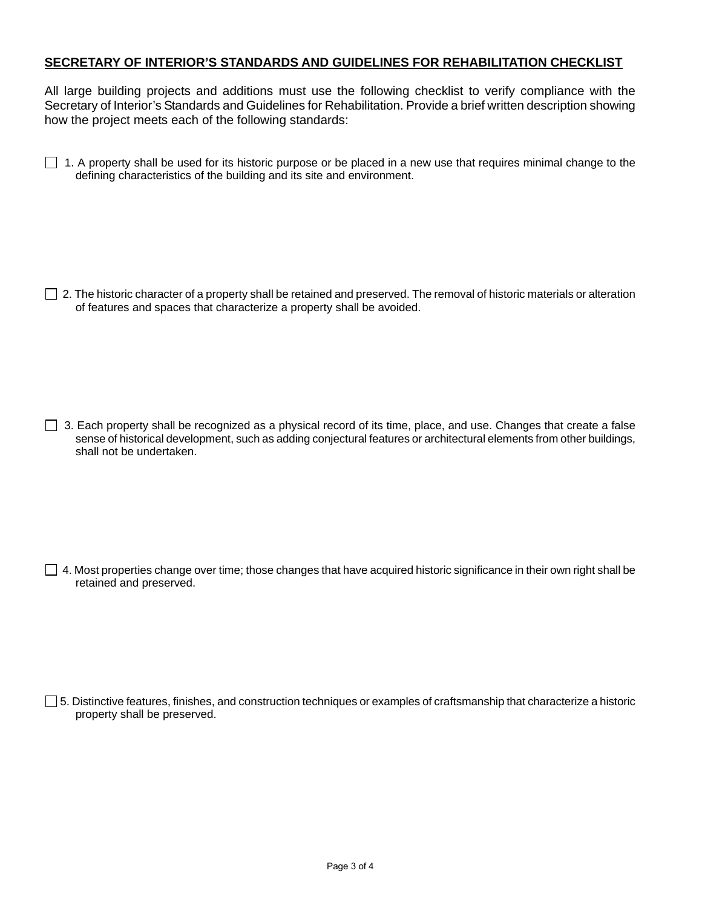## SECRETARY OF INTERIOR'S STANDARDS AND GUIDELINES FOR REHABILITATION CHECKLIST

All large building projects and additions must use the following checklist to verify compliance with the Secretary of Interior's Standards and Guidelines for Rehabilitation. Provide a brief written description showing how the project meets each of the following standards:

☐ 1. A property shall be used for its historic purpose or be placed in a new use that requires minimal change to the defining characteristics of the building and its site and environment.

☐ 2. The historic character of a property shall be retained and preserved. The removal of historic materials or alteration of features and spaces that characterize a property shall be avoided.

☐ 3. Each property shall be recognized as a physical record of its time, place, and use. Changes that create a false sense of historical development, such as adding conjectural features or architectural elements from other buildings, shall not be undertaken.

☐ 4. Most properties change over time; those changes that have acquired historic significance in their own right shall be retained and preserved.

☐ 5. Distinctive features, finishes, and construction techniques or examples of craftsmanship that characterize a historic property shall be preserved.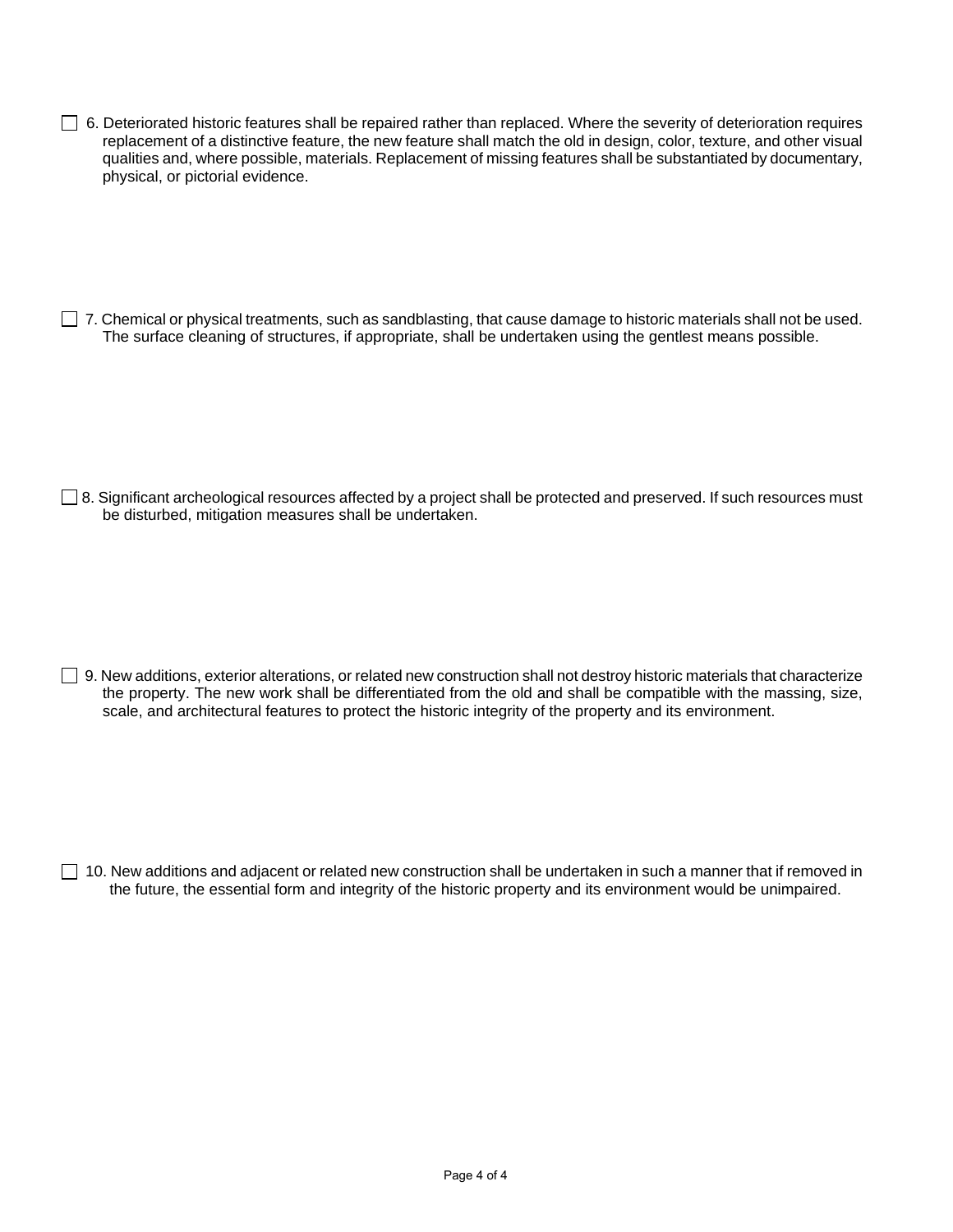- [ ] 6. Deteriorated historic features shall be repaired rather than replaced. Where the severity of deterioration requires replacement of a distinctive feature, the new feature shall match the old in design, color, texture, and other visual qualities and, where possible, materials. Replacement of missing features shall be substantiated by documentary, physical, or pictorial evidence.

- [ ] 7. Chemical or physical treatments, such as sandblasting, that cause damage to historic materials shall not be used. The surface cleaning of structures, if appropriate, shall be undertaken using the gentlest means possible.

- [ ] 8. Significant archeological resources affected by a project shall be protected and preserved. If such resources must be disturbed, mitigation measures shall be undertaken.

- [ ] 9. New additions, exterior alterations, or related new construction shall not destroy historic materials that characterize the property. The new work shall be differentiated from the old and shall be compatible with the massing, size, scale, and architectural features to protect the historic integrity of the property and its environment.

- [ ] 10. New additions and adjacent or related new construction shall be undertaken in such a manner that if removed in the future, the essential form and integrity of the historic property and its environment would be unimpaired.